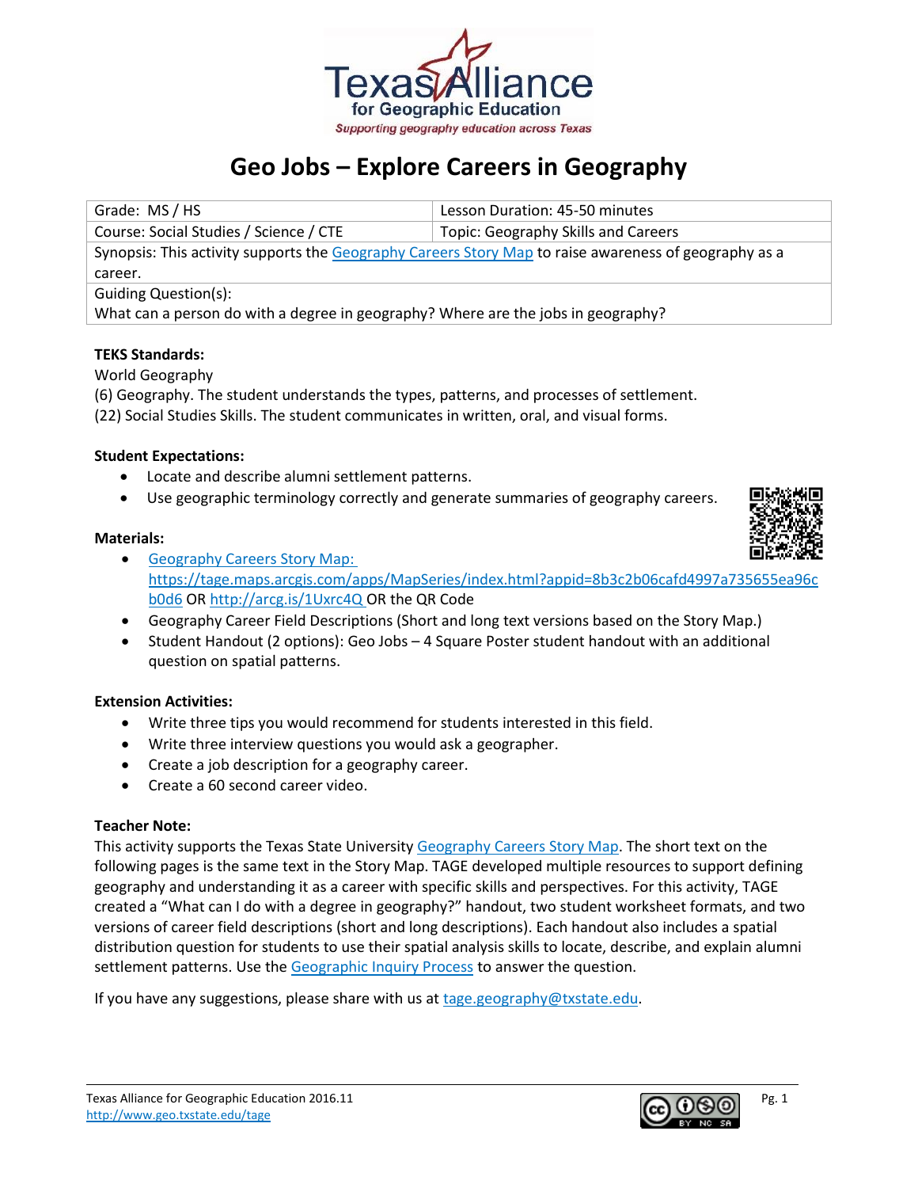# Geo Jobs – Explore Careers in Geography

| Grade: MS / HS | Lesson Duration: 45-50 minutes |
| --- | --- |
| Course: Social Studies / Science / CTE | Topic: Geography Skills and Careers |
| Synopsis: This activity supports the Geography Careers Story Map to raise awareness of geography as a career. | |
| Guiding Question(s): What can a person do with a degree in geography? Where are the jobs in geography? | |

**TEKS Standards:**

World Geography

(6) Geography. The student understands the types, patterns, and processes of settlement.

(22) Social Studies Skills. The student communicates in written, oral, and visual forms.

**Student Expectations:**

- Locate and describe alumni settlement patterns.
- Use geographic terminology correctly and generate summaries of geography careers.

**Materials:**

- Geography Careers Story Map: https://tage.maps.arcgis.com/apps/MapSeries/index.html?appid=8b3c2b06cafd4997a735655ea96cb0d6 OR http://arcg.is/1Uxrc4Q OR the QR Code
- Geography Career Field Descriptions (Short and long text versions based on the Story Map.)
- Student Handout (2 options): Geo Jobs – 4 Square Poster student handout with an additional question on spatial patterns.

**Extension Activities:**

- Write three tips you would recommend for students interested in this field.
- Write three interview questions you would ask a geographer.
- Create a job description for a geography career.
- Create a 60 second career video.

**Teacher Note:**

This activity supports the Texas State University Geography Careers Story Map. The short text on the following pages is the same text in the Story Map. TAGE developed multiple resources to support defining geography and understanding it as a career with specific skills and perspectives. For this activity, TAGE created a "What can I do with a degree in geography?" handout, two student worksheet formats, and two versions of career field descriptions (short and long descriptions). Each handout also includes a spatial distribution question for students to use their spatial analysis skills to locate, describe, and explain alumni settlement patterns. Use the Geographic Inquiry Process to answer the question.

If you have any suggestions, please share with us at tage.geography@txstate.edu.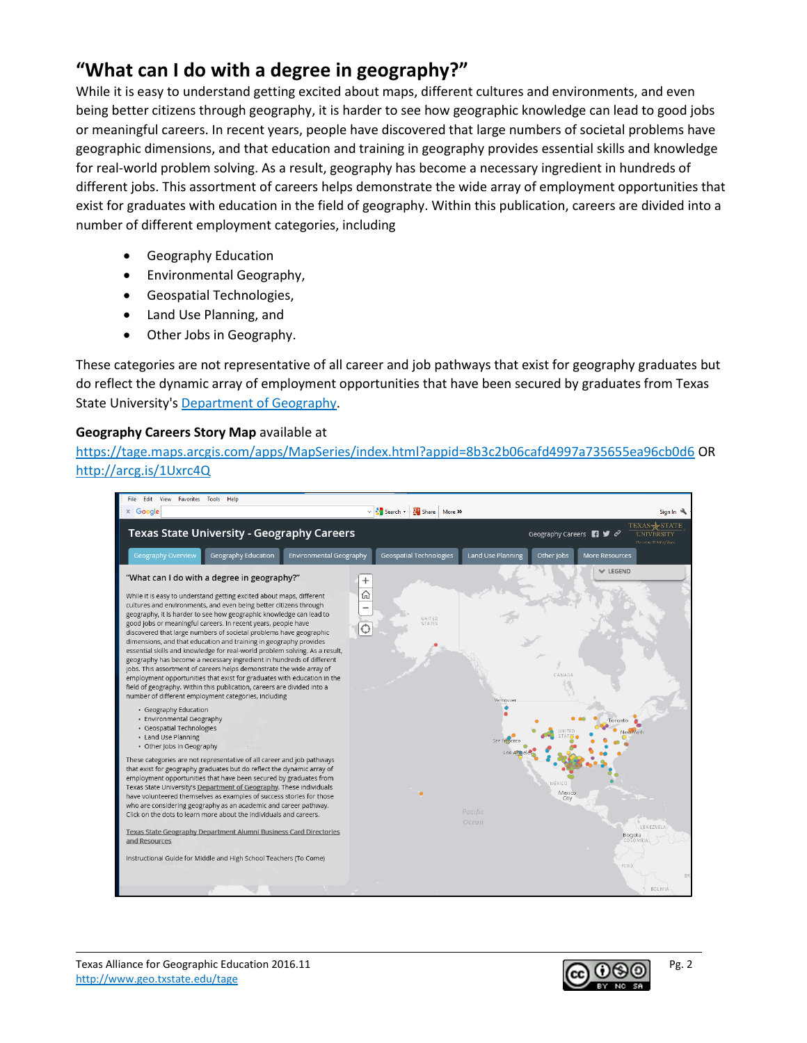# "What can I do with a degree in geography?"

While it is easy to understand getting excited about maps, different cultures and environments, and even being better citizens through geography, it is harder to see how geographic knowledge can lead to good jobs or meaningful careers. In recent years, people have discovered that large numbers of societal problems have geographic dimensions, and that education and training in geography provides essential skills and knowledge for real-world problem solving. As a result, geography has become a necessary ingredient in hundreds of different jobs. This assortment of careers helps demonstrate the wide array of employment opportunities that exist for graduates with education in the field of geography. Within this publication, careers are divided into a number of different employment categories, including

- Geography Education
- Environmental Geography,
- Geospatial Technologies,
- Land Use Planning, and
- Other Jobs in Geography.

These categories are not representative of all career and job pathways that exist for geography graduates but do reflect the dynamic array of employment opportunities that have been secured by graduates from Texas State University's [Department of Geography](#).

**Geography Careers Story Map** available at
https://tage.maps.arcgis.com/apps/MapSeries/index.html?appid=8b3c2b06cafd4997a735655ea96cb0d6 OR
http://arcg.is/1Uxrc4Q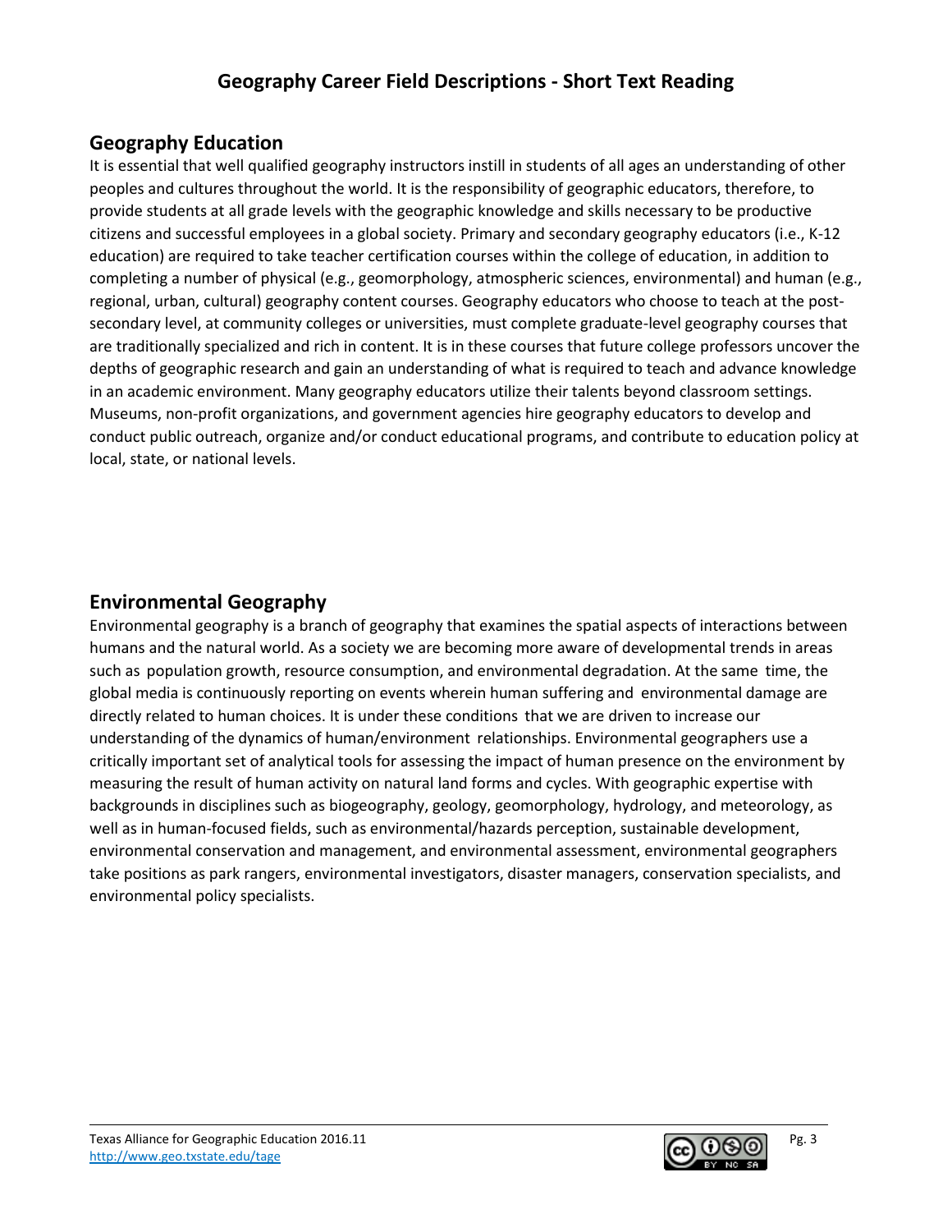## Geography Career Field Descriptions - Short Text Reading

### Geography Education

It is essential that well qualified geography instructors instill in students of all ages an understanding of other peoples and cultures throughout the world. It is the responsibility of geographic educators, therefore, to provide students at all grade levels with the geographic knowledge and skills necessary to be productive citizens and successful employees in a global society. Primary and secondary geography educators (i.e., K-12 education) are required to take teacher certification courses within the college of education, in addition to completing a number of physical (e.g., geomorphology, atmospheric sciences, environmental) and human (e.g., regional, urban, cultural) geography content courses. Geography educators who choose to teach at the post-secondary level, at community colleges or universities, must complete graduate-level geography courses that are traditionally specialized and rich in content. It is in these courses that future college professors uncover the depths of geographic research and gain an understanding of what is required to teach and advance knowledge in an academic environment. Many geography educators utilize their talents beyond classroom settings. Museums, non-profit organizations, and government agencies hire geography educators to develop and conduct public outreach, organize and/or conduct educational programs, and contribute to education policy at local, state, or national levels.

### Environmental Geography

Environmental geography is a branch of geography that examines the spatial aspects of interactions between humans and the natural world. As a society we are becoming more aware of developmental trends in areas such as population growth, resource consumption, and environmental degradation. At the same time, the global media is continuously reporting on events wherein human suffering and environmental damage are directly related to human choices. It is under these conditions that we are driven to increase our understanding of the dynamics of human/environment relationships. Environmental geographers use a critically important set of analytical tools for assessing the impact of human presence on the environment by measuring the result of human activity on natural land forms and cycles. With geographic expertise with backgrounds in disciplines such as biogeography, geology, geomorphology, hydrology, and meteorology, as well as in human-focused fields, such as environmental/hazards perception, sustainable development, environmental conservation and management, and environmental assessment, environmental geographers take positions as park rangers, environmental investigators, disaster managers, conservation specialists, and environmental policy specialists.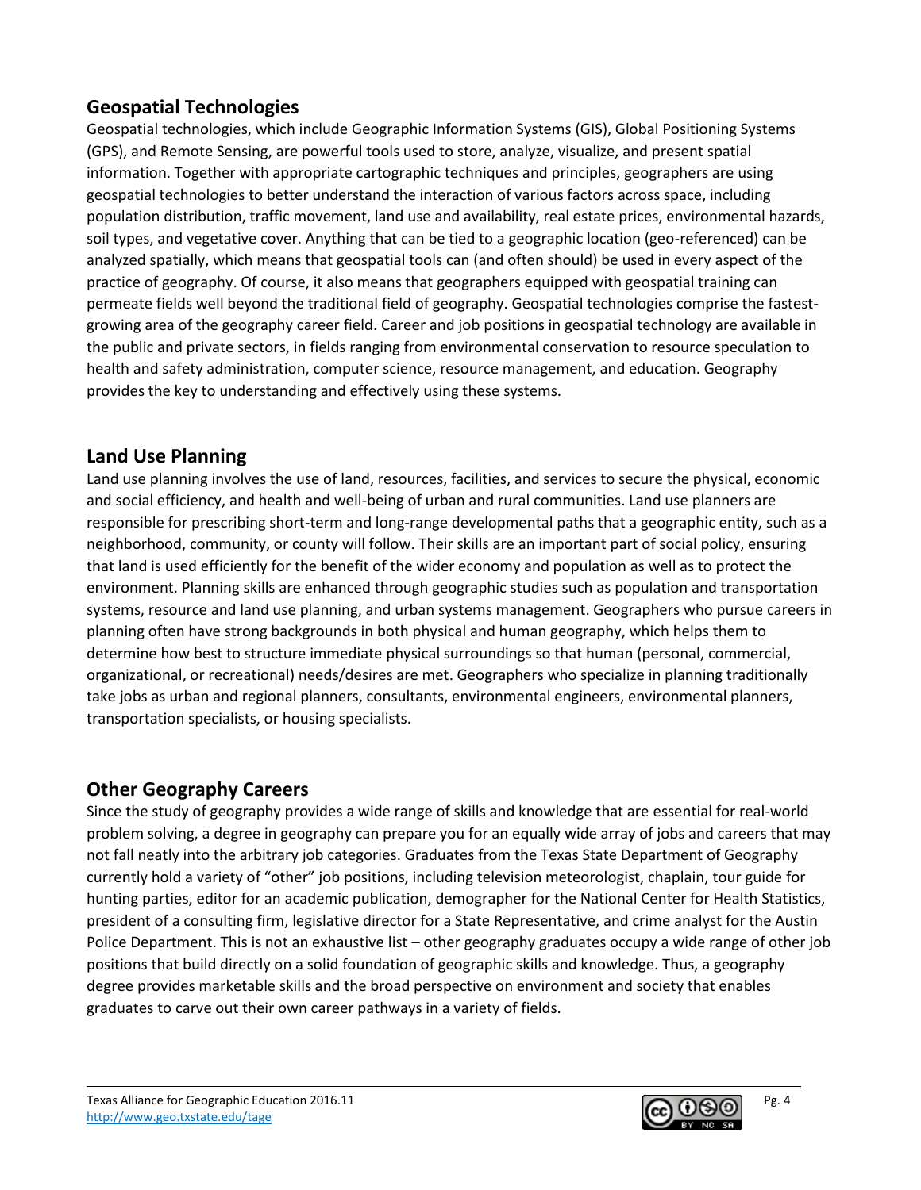## Geospatial Technologies

Geospatial technologies, which include Geographic Information Systems (GIS), Global Positioning Systems (GPS), and Remote Sensing, are powerful tools used to store, analyze, visualize, and present spatial information. Together with appropriate cartographic techniques and principles, geographers are using geospatial technologies to better understand the interaction of various factors across space, including population distribution, traffic movement, land use and availability, real estate prices, environmental hazards, soil types, and vegetative cover. Anything that can be tied to a geographic location (geo-referenced) can be analyzed spatially, which means that geospatial tools can (and often should) be used in every aspect of the practice of geography. Of course, it also means that geographers equipped with geospatial training can permeate fields well beyond the traditional field of geography. Geospatial technologies comprise the fastest-growing area of the geography career field. Career and job positions in geospatial technology are available in the public and private sectors, in fields ranging from environmental conservation to resource speculation to health and safety administration, computer science, resource management, and education. Geography provides the key to understanding and effectively using these systems.

## Land Use Planning

Land use planning involves the use of land, resources, facilities, and services to secure the physical, economic and social efficiency, and health and well-being of urban and rural communities. Land use planners are responsible for prescribing short-term and long-range developmental paths that a geographic entity, such as a neighborhood, community, or county will follow. Their skills are an important part of social policy, ensuring that land is used efficiently for the benefit of the wider economy and population as well as to protect the environment. Planning skills are enhanced through geographic studies such as population and transportation systems, resource and land use planning, and urban systems management. Geographers who pursue careers in planning often have strong backgrounds in both physical and human geography, which helps them to determine how best to structure immediate physical surroundings so that human (personal, commercial, organizational, or recreational) needs/desires are met. Geographers who specialize in planning traditionally take jobs as urban and regional planners, consultants, environmental engineers, environmental planners, transportation specialists, or housing specialists.

## Other Geography Careers

Since the study of geography provides a wide range of skills and knowledge that are essential for real-world problem solving, a degree in geography can prepare you for an equally wide array of jobs and careers that may not fall neatly into the arbitrary job categories. Graduates from the Texas State Department of Geography currently hold a variety of "other" job positions, including television meteorologist, chaplain, tour guide for hunting parties, editor for an academic publication, demographer for the National Center for Health Statistics, president of a consulting firm, legislative director for a State Representative, and crime analyst for the Austin Police Department. This is not an exhaustive list – other geography graduates occupy a wide range of other job positions that build directly on a solid foundation of geographic skills and knowledge. Thus, a geography degree provides marketable skills and the broad perspective on environment and society that enables graduates to carve out their own career pathways in a variety of fields.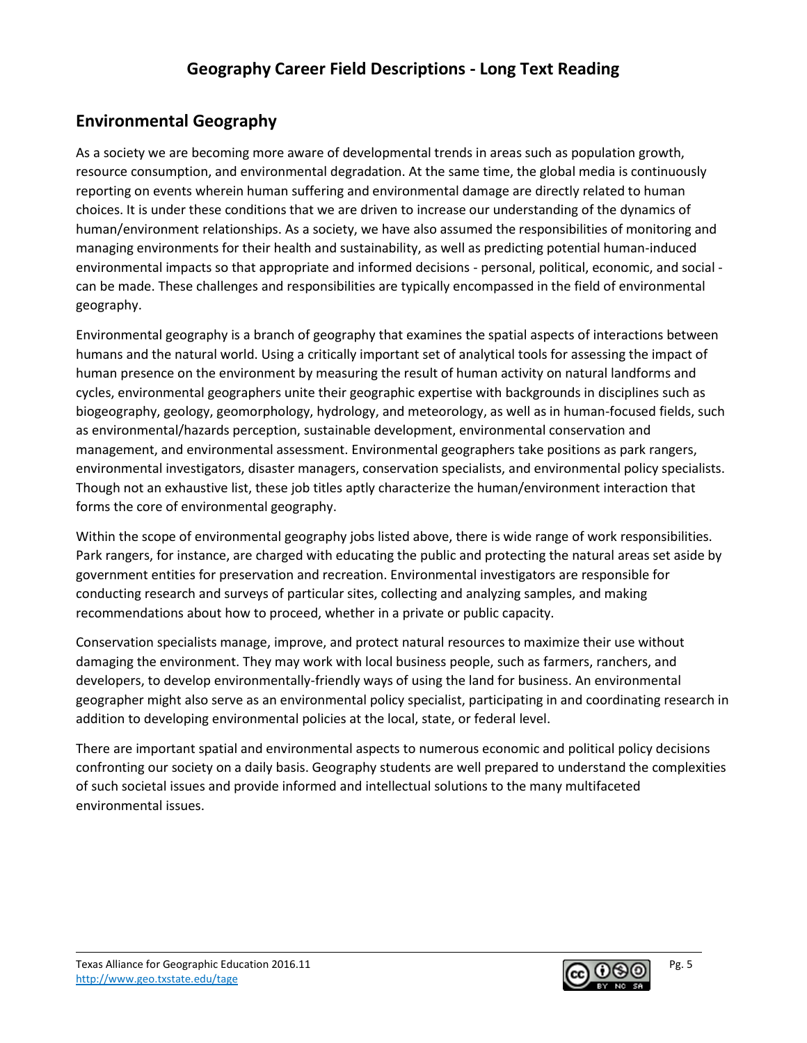# Geography Career Field Descriptions - Long Text Reading

## Environmental Geography

As a society we are becoming more aware of developmental trends in areas such as population growth, resource consumption, and environmental degradation. At the same time, the global media is continuously reporting on events wherein human suffering and environmental damage are directly related to human choices. It is under these conditions that we are driven to increase our understanding of the dynamics of human/environment relationships. As a society, we have also assumed the responsibilities of monitoring and managing environments for their health and sustainability, as well as predicting potential human-induced environmental impacts so that appropriate and informed decisions - personal, political, economic, and social - can be made. These challenges and responsibilities are typically encompassed in the field of environmental geography.

Environmental geography is a branch of geography that examines the spatial aspects of interactions between humans and the natural world. Using a critically important set of analytical tools for assessing the impact of human presence on the environment by measuring the result of human activity on natural landforms and cycles, environmental geographers unite their geographic expertise with backgrounds in disciplines such as biogeography, geology, geomorphology, hydrology, and meteorology, as well as in human-focused fields, such as environmental/hazards perception, sustainable development, environmental conservation and management, and environmental assessment. Environmental geographers take positions as park rangers, environmental investigators, disaster managers, conservation specialists, and environmental policy specialists. Though not an exhaustive list, these job titles aptly characterize the human/environment interaction that forms the core of environmental geography.

Within the scope of environmental geography jobs listed above, there is wide range of work responsibilities. Park rangers, for instance, are charged with educating the public and protecting the natural areas set aside by government entities for preservation and recreation. Environmental investigators are responsible for conducting research and surveys of particular sites, collecting and analyzing samples, and making recommendations about how to proceed, whether in a private or public capacity.

Conservation specialists manage, improve, and protect natural resources to maximize their use without damaging the environment. They may work with local business people, such as farmers, ranchers, and developers, to develop environmentally-friendly ways of using the land for business. An environmental geographer might also serve as an environmental policy specialist, participating in and coordinating research in addition to developing environmental policies at the local, state, or federal level.

There are important spatial and environmental aspects to numerous economic and political policy decisions confronting our society on a daily basis. Geography students are well prepared to understand the complexities of such societal issues and provide informed and intellectual solutions to the many multifaceted environmental issues.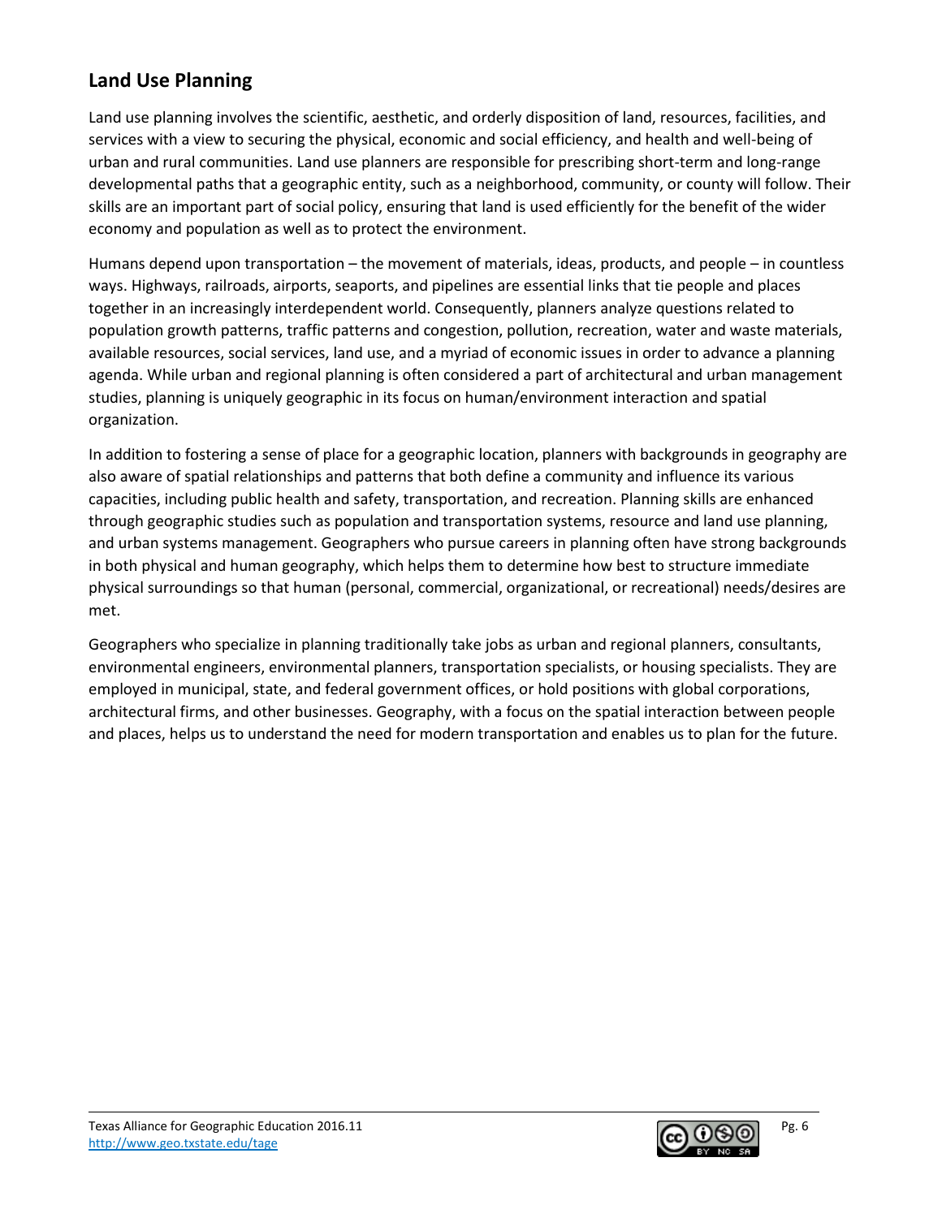## Land Use Planning

Land use planning involves the scientific, aesthetic, and orderly disposition of land, resources, facilities, and services with a view to securing the physical, economic and social efficiency, and health and well-being of urban and rural communities. Land use planners are responsible for prescribing short-term and long-range developmental paths that a geographic entity, such as a neighborhood, community, or county will follow. Their skills are an important part of social policy, ensuring that land is used efficiently for the benefit of the wider economy and population as well as to protect the environment.

Humans depend upon transportation – the movement of materials, ideas, products, and people – in countless ways. Highways, railroads, airports, seaports, and pipelines are essential links that tie people and places together in an increasingly interdependent world. Consequently, planners analyze questions related to population growth patterns, traffic patterns and congestion, pollution, recreation, water and waste materials, available resources, social services, land use, and a myriad of economic issues in order to advance a planning agenda. While urban and regional planning is often considered a part of architectural and urban management studies, planning is uniquely geographic in its focus on human/environment interaction and spatial organization.

In addition to fostering a sense of place for a geographic location, planners with backgrounds in geography are also aware of spatial relationships and patterns that both define a community and influence its various capacities, including public health and safety, transportation, and recreation. Planning skills are enhanced through geographic studies such as population and transportation systems, resource and land use planning, and urban systems management. Geographers who pursue careers in planning often have strong backgrounds in both physical and human geography, which helps them to determine how best to structure immediate physical surroundings so that human (personal, commercial, organizational, or recreational) needs/desires are met.

Geographers who specialize in planning traditionally take jobs as urban and regional planners, consultants, environmental engineers, environmental planners, transportation specialists, or housing specialists. They are employed in municipal, state, and federal government offices, or hold positions with global corporations, architectural firms, and other businesses. Geography, with a focus on the spatial interaction between people and places, helps us to understand the need for modern transportation and enables us to plan for the future.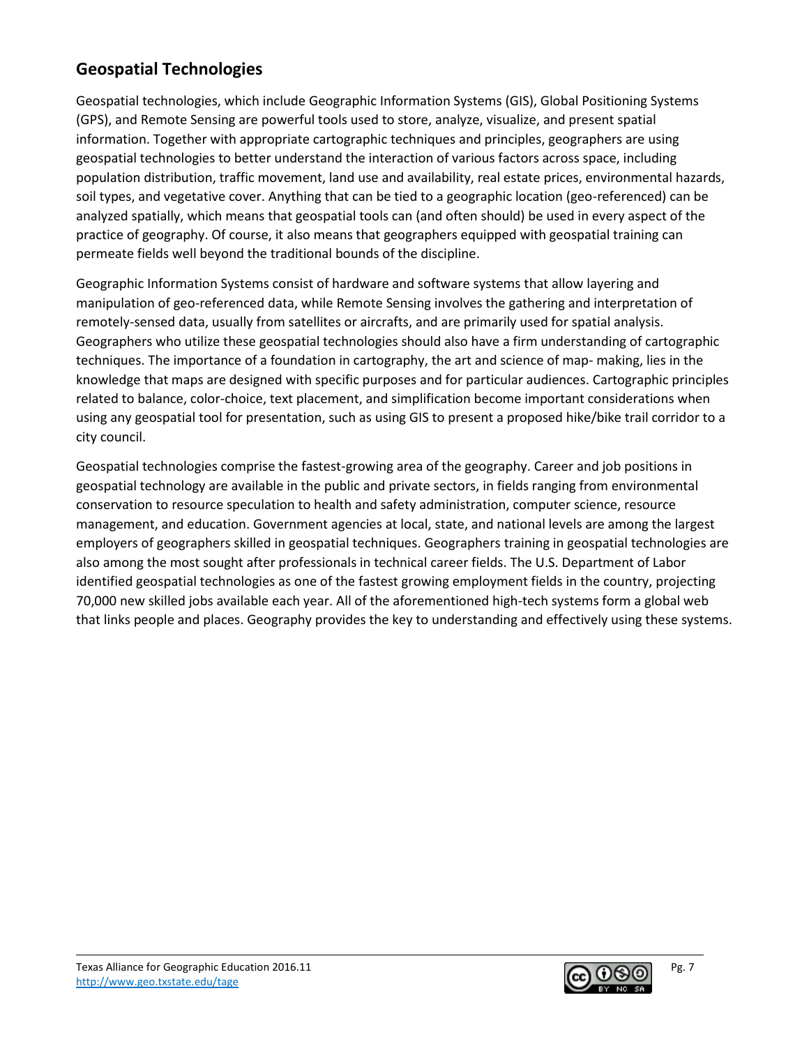## Geospatial Technologies

Geospatial technologies, which include Geographic Information Systems (GIS), Global Positioning Systems (GPS), and Remote Sensing are powerful tools used to store, analyze, visualize, and present spatial information. Together with appropriate cartographic techniques and principles, geographers are using geospatial technologies to better understand the interaction of various factors across space, including population distribution, traffic movement, land use and availability, real estate prices, environmental hazards, soil types, and vegetative cover. Anything that can be tied to a geographic location (geo-referenced) can be analyzed spatially, which means that geospatial tools can (and often should) be used in every aspect of the practice of geography. Of course, it also means that geographers equipped with geospatial training can permeate fields well beyond the traditional bounds of the discipline.

Geographic Information Systems consist of hardware and software systems that allow layering and manipulation of geo-referenced data, while Remote Sensing involves the gathering and interpretation of remotely-sensed data, usually from satellites or aircrafts, and are primarily used for spatial analysis. Geographers who utilize these geospatial technologies should also have a firm understanding of cartographic techniques. The importance of a foundation in cartography, the art and science of map- making, lies in the knowledge that maps are designed with specific purposes and for particular audiences. Cartographic principles related to balance, color-choice, text placement, and simplification become important considerations when using any geospatial tool for presentation, such as using GIS to present a proposed hike/bike trail corridor to a city council.

Geospatial technologies comprise the fastest-growing area of the geography. Career and job positions in geospatial technology are available in the public and private sectors, in fields ranging from environmental conservation to resource speculation to health and safety administration, computer science, resource management, and education. Government agencies at local, state, and national levels are among the largest employers of geographers skilled in geospatial techniques. Geographers training in geospatial technologies are also among the most sought after professionals in technical career fields. The U.S. Department of Labor identified geospatial technologies as one of the fastest growing employment fields in the country, projecting 70,000 new skilled jobs available each year. All of the aforementioned high-tech systems form a global web that links people and places. Geography provides the key to understanding and effectively using these systems.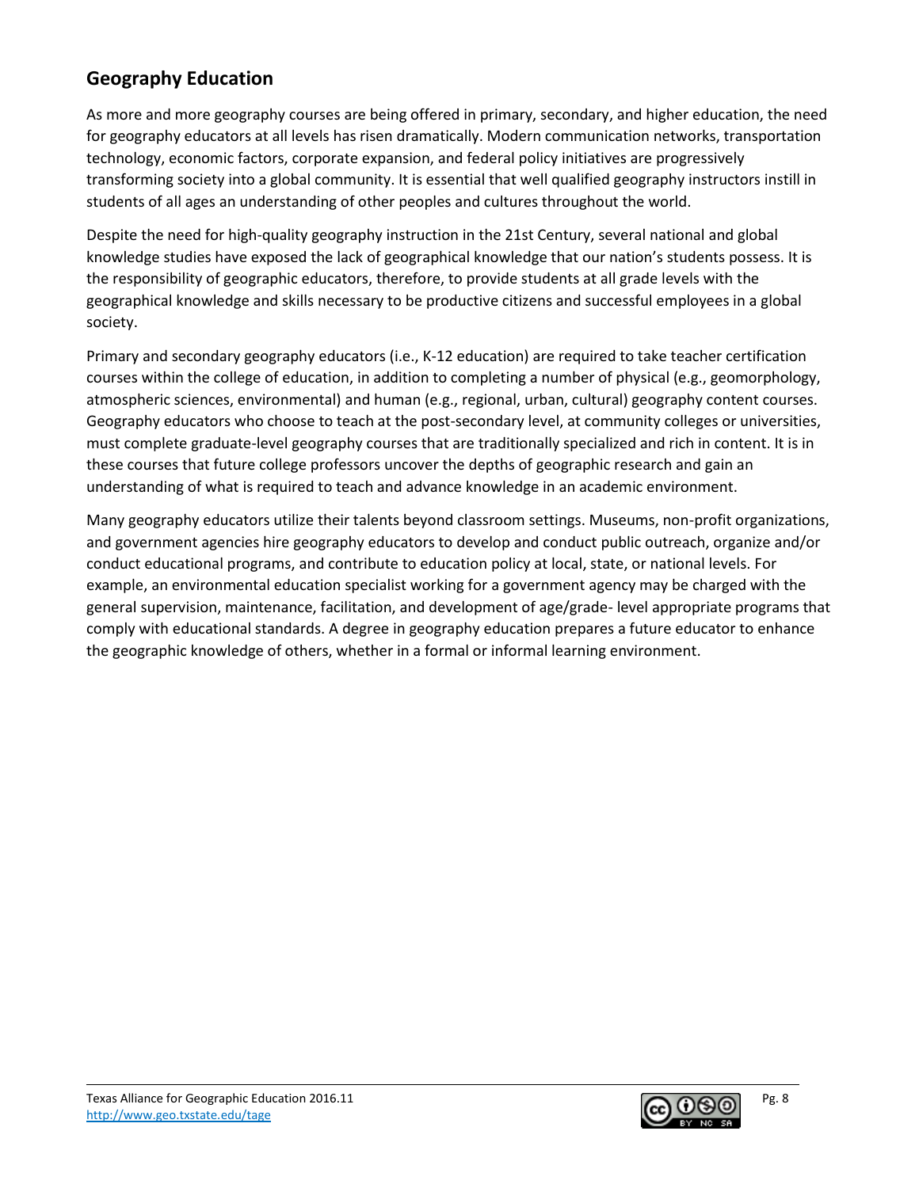## Geography Education

As more and more geography courses are being offered in primary, secondary, and higher education, the need for geography educators at all levels has risen dramatically. Modern communication networks, transportation technology, economic factors, corporate expansion, and federal policy initiatives are progressively transforming society into a global community. It is essential that well qualified geography instructors instill in students of all ages an understanding of other peoples and cultures throughout the world.

Despite the need for high-quality geography instruction in the 21st Century, several national and global knowledge studies have exposed the lack of geographical knowledge that our nation's students possess. It is the responsibility of geographic educators, therefore, to provide students at all grade levels with the geographical knowledge and skills necessary to be productive citizens and successful employees in a global society.

Primary and secondary geography educators (i.e., K-12 education) are required to take teacher certification courses within the college of education, in addition to completing a number of physical (e.g., geomorphology, atmospheric sciences, environmental) and human (e.g., regional, urban, cultural) geography content courses. Geography educators who choose to teach at the post-secondary level, at community colleges or universities, must complete graduate-level geography courses that are traditionally specialized and rich in content. It is in these courses that future college professors uncover the depths of geographic research and gain an understanding of what is required to teach and advance knowledge in an academic environment.

Many geography educators utilize their talents beyond classroom settings. Museums, non-profit organizations, and government agencies hire geography educators to develop and conduct public outreach, organize and/or conduct educational programs, and contribute to education policy at local, state, or national levels. For example, an environmental education specialist working for a government agency may be charged with the general supervision, maintenance, facilitation, and development of age/grade- level appropriate programs that comply with educational standards. A degree in geography education prepares a future educator to enhance the geographic knowledge of others, whether in a formal or informal learning environment.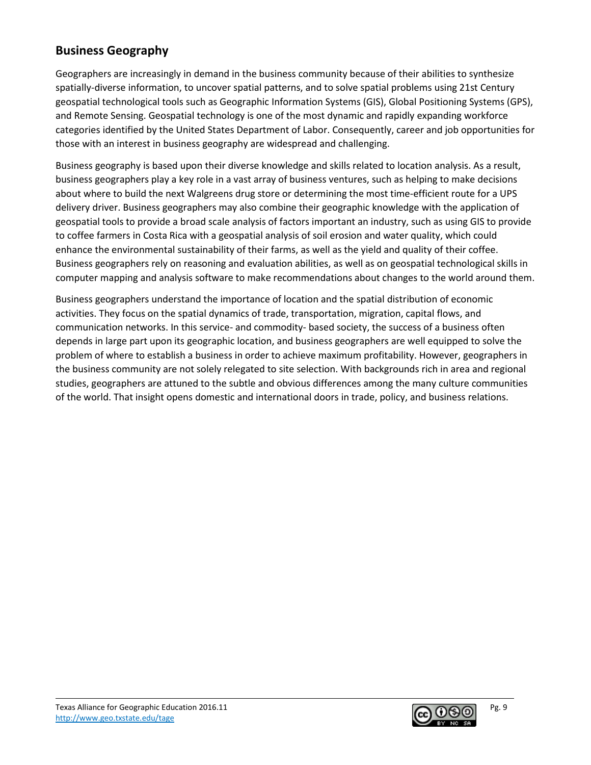## Business Geography

Geographers are increasingly in demand in the business community because of their abilities to synthesize spatially-diverse information, to uncover spatial patterns, and to solve spatial problems using 21st Century geospatial technological tools such as Geographic Information Systems (GIS), Global Positioning Systems (GPS), and Remote Sensing. Geospatial technology is one of the most dynamic and rapidly expanding workforce categories identified by the United States Department of Labor. Consequently, career and job opportunities for those with an interest in business geography are widespread and challenging.

Business geography is based upon their diverse knowledge and skills related to location analysis. As a result, business geographers play a key role in a vast array of business ventures, such as helping to make decisions about where to build the next Walgreens drug store or determining the most time-efficient route for a UPS delivery driver. Business geographers may also combine their geographic knowledge with the application of geospatial tools to provide a broad scale analysis of factors important an industry, such as using GIS to provide to coffee farmers in Costa Rica with a geospatial analysis of soil erosion and water quality, which could enhance the environmental sustainability of their farms, as well as the yield and quality of their coffee. Business geographers rely on reasoning and evaluation abilities, as well as on geospatial technological skills in computer mapping and analysis software to make recommendations about changes to the world around them.

Business geographers understand the importance of location and the spatial distribution of economic activities. They focus on the spatial dynamics of trade, transportation, migration, capital flows, and communication networks. In this service- and commodity- based society, the success of a business often depends in large part upon its geographic location, and business geographers are well equipped to solve the problem of where to establish a business in order to achieve maximum profitability. However, geographers in the business community are not solely relegated to site selection. With backgrounds rich in area and regional studies, geographers are attuned to the subtle and obvious differences among the many culture communities of the world. That insight opens domestic and international doors in trade, policy, and business relations.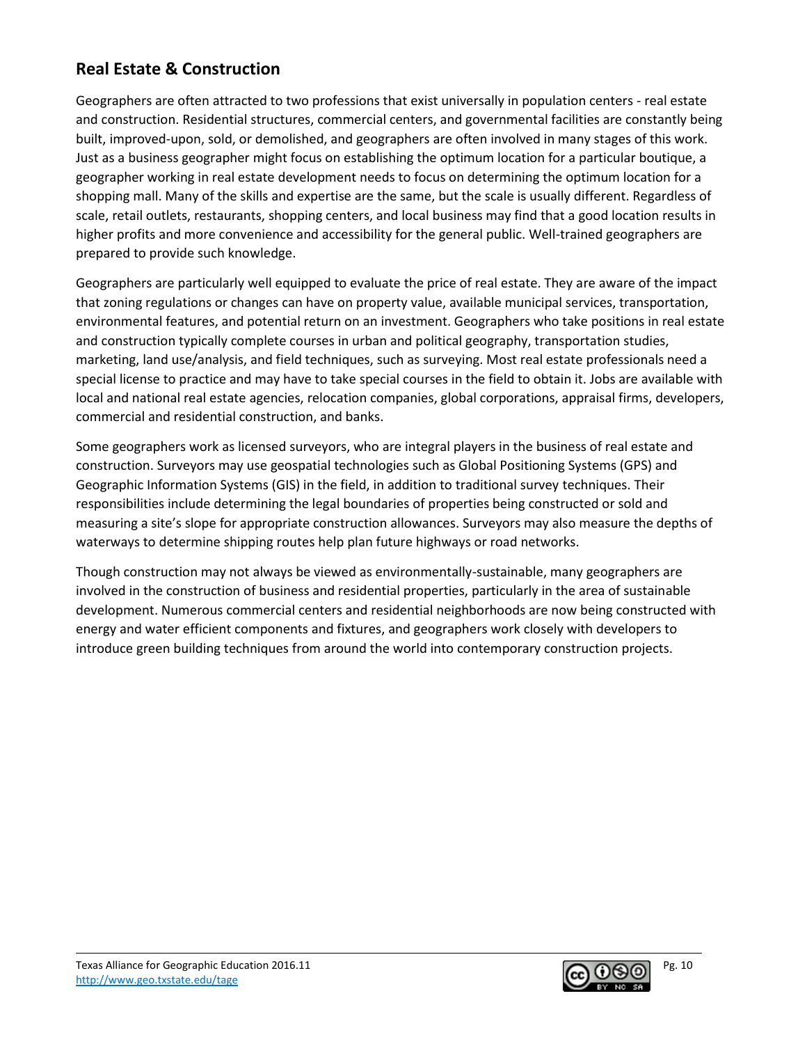## Real Estate & Construction

Geographers are often attracted to two professions that exist universally in population centers - real estate and construction. Residential structures, commercial centers, and governmental facilities are constantly being built, improved-upon, sold, or demolished, and geographers are often involved in many stages of this work. Just as a business geographer might focus on establishing the optimum location for a particular boutique, a geographer working in real estate development needs to focus on determining the optimum location for a shopping mall. Many of the skills and expertise are the same, but the scale is usually different. Regardless of scale, retail outlets, restaurants, shopping centers, and local business may find that a good location results in higher profits and more convenience and accessibility for the general public. Well-trained geographers are prepared to provide such knowledge.

Geographers are particularly well equipped to evaluate the price of real estate. They are aware of the impact that zoning regulations or changes can have on property value, available municipal services, transportation, environmental features, and potential return on an investment. Geographers who take positions in real estate and construction typically complete courses in urban and political geography, transportation studies, marketing, land use/analysis, and field techniques, such as surveying. Most real estate professionals need a special license to practice and may have to take special courses in the field to obtain it. Jobs are available with local and national real estate agencies, relocation companies, global corporations, appraisal firms, developers, commercial and residential construction, and banks.

Some geographers work as licensed surveyors, who are integral players in the business of real estate and construction. Surveyors may use geospatial technologies such as Global Positioning Systems (GPS) and Geographic Information Systems (GIS) in the field, in addition to traditional survey techniques. Their responsibilities include determining the legal boundaries of properties being constructed or sold and measuring a site's slope for appropriate construction allowances. Surveyors may also measure the depths of waterways to determine shipping routes help plan future highways or road networks.

Though construction may not always be viewed as environmentally-sustainable, many geographers are involved in the construction of business and residential properties, particularly in the area of sustainable development. Numerous commercial centers and residential neighborhoods are now being constructed with energy and water efficient components and fixtures, and geographers work closely with developers to introduce green building techniques from around the world into contemporary construction projects.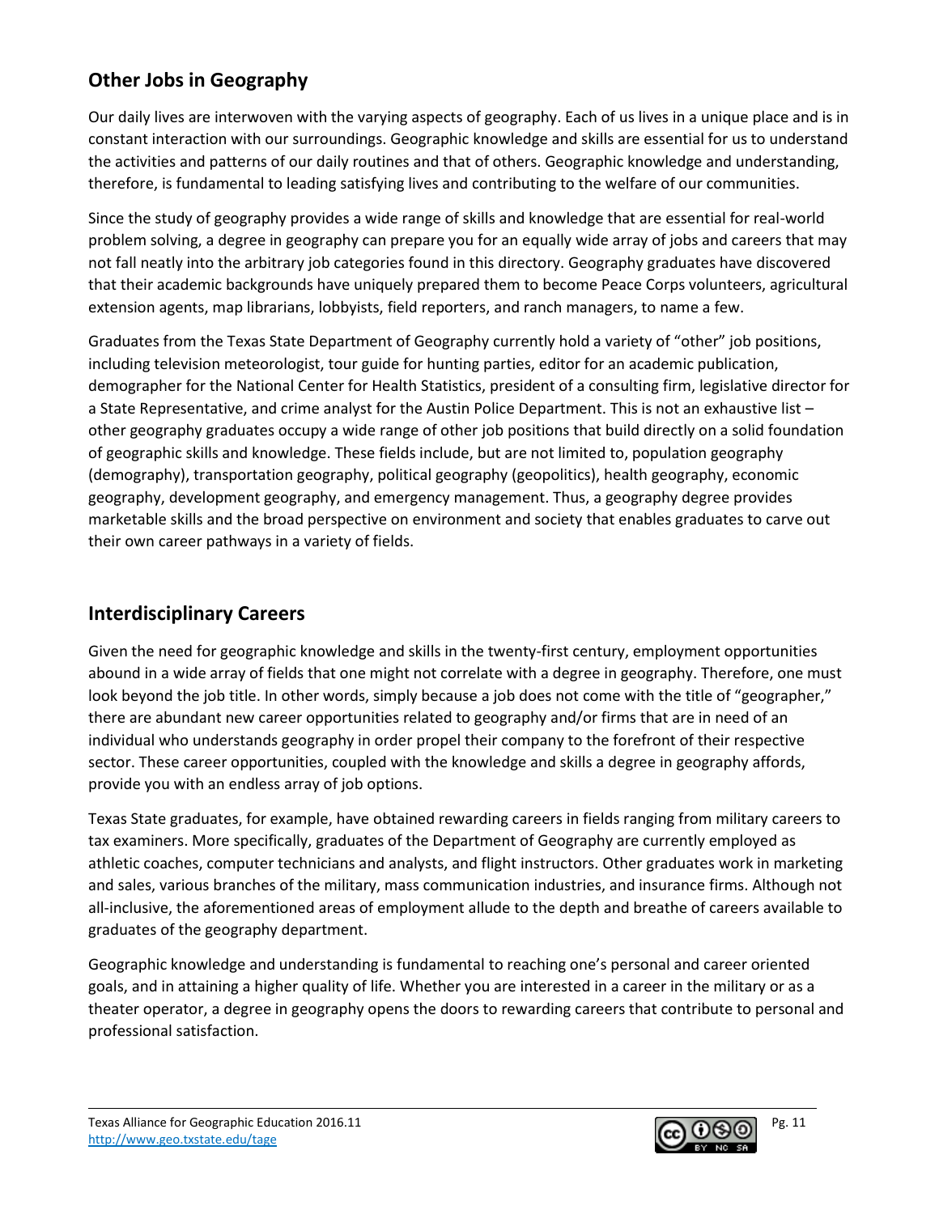## Other Jobs in Geography

Our daily lives are interwoven with the varying aspects of geography. Each of us lives in a unique place and is in constant interaction with our surroundings. Geographic knowledge and skills are essential for us to understand the activities and patterns of our daily routines and that of others. Geographic knowledge and understanding, therefore, is fundamental to leading satisfying lives and contributing to the welfare of our communities.

Since the study of geography provides a wide range of skills and knowledge that are essential for real-world problem solving, a degree in geography can prepare you for an equally wide array of jobs and careers that may not fall neatly into the arbitrary job categories found in this directory. Geography graduates have discovered that their academic backgrounds have uniquely prepared them to become Peace Corps volunteers, agricultural extension agents, map librarians, lobbyists, field reporters, and ranch managers, to name a few.

Graduates from the Texas State Department of Geography currently hold a variety of "other" job positions, including television meteorologist, tour guide for hunting parties, editor for an academic publication, demographer for the National Center for Health Statistics, president of a consulting firm, legislative director for a State Representative, and crime analyst for the Austin Police Department. This is not an exhaustive list – other geography graduates occupy a wide range of other job positions that build directly on a solid foundation of geographic skills and knowledge. These fields include, but are not limited to, population geography (demography), transportation geography, political geography (geopolitics), health geography, economic geography, development geography, and emergency management. Thus, a geography degree provides marketable skills and the broad perspective on environment and society that enables graduates to carve out their own career pathways in a variety of fields.

## Interdisciplinary Careers

Given the need for geographic knowledge and skills in the twenty-first century, employment opportunities abound in a wide array of fields that one might not correlate with a degree in geography. Therefore, one must look beyond the job title. In other words, simply because a job does not come with the title of "geographer," there are abundant new career opportunities related to geography and/or firms that are in need of an individual who understands geography in order propel their company to the forefront of their respective sector. These career opportunities, coupled with the knowledge and skills a degree in geography affords, provide you with an endless array of job options.

Texas State graduates, for example, have obtained rewarding careers in fields ranging from military careers to tax examiners. More specifically, graduates of the Department of Geography are currently employed as athletic coaches, computer technicians and analysts, and flight instructors. Other graduates work in marketing and sales, various branches of the military, mass communication industries, and insurance firms. Although not all-inclusive, the aforementioned areas of employment allude to the depth and breathe of careers available to graduates of the geography department.

Geographic knowledge and understanding is fundamental to reaching one's personal and career oriented goals, and in attaining a higher quality of life. Whether you are interested in a career in the military or as a theater operator, a degree in geography opens the doors to rewarding careers that contribute to personal and professional satisfaction.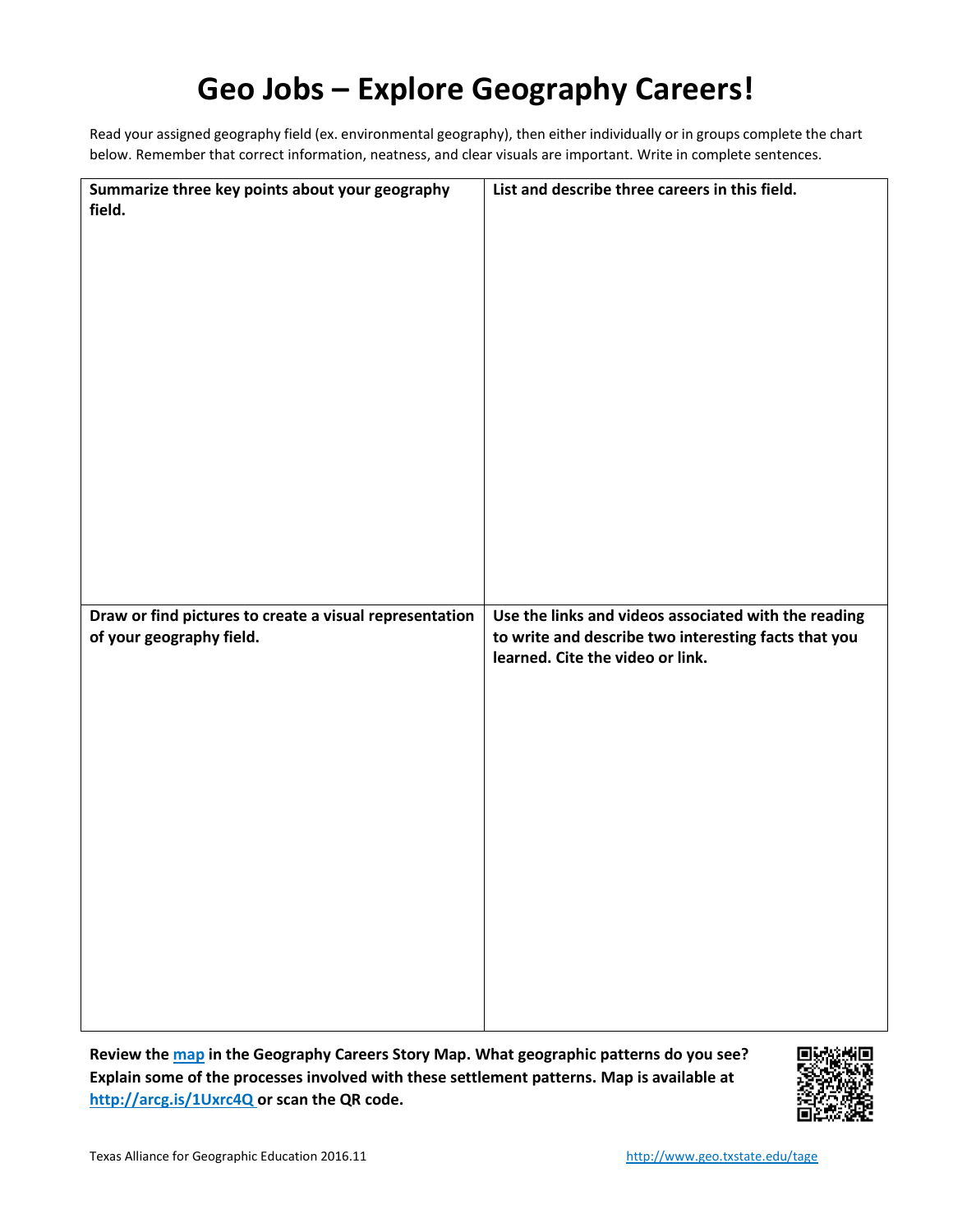# Geo Jobs – Explore Geography Careers!

Read your assigned geography field (ex. environmental geography), then either individually or in groups complete the chart below. Remember that correct information, neatness, and clear visuals are important. Write in complete sentences.

| **Summarize three key points about your geography field.** | **List and describe three careers in this field.** |
| --- | --- |
| | |
| **Draw or find pictures to create a visual representation of your geography field.** | **Use the links and videos associated with the reading to write and describe two interesting facts that you learned. Cite the video or link.** |
| | |

**Review the map in the Geography Careers Story Map. What geographic patterns do you see? Explain some of the processes involved with these settlement patterns. Map is available at http://arcg.is/1Uxrc4Q or scan the QR code.**

Texas Alliance for Geographic Education 2016.11 http://www.geo.txstate.edu/tage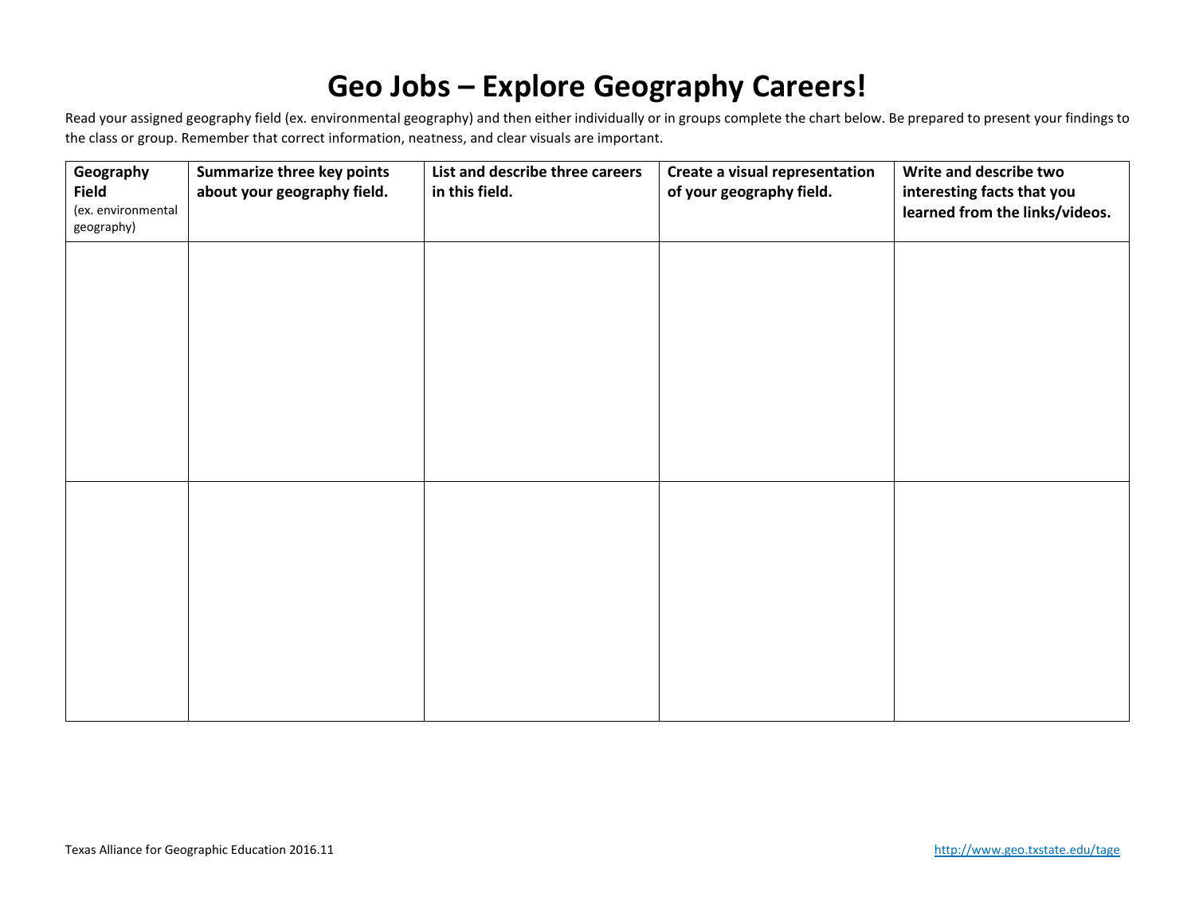# Geo Jobs – Explore Geography Careers!

Read your assigned geography field (ex. environmental geography) and then either individually or in groups complete the chart below. Be prepared to present your findings to the class or group. Remember that correct information, neatness, and clear visuals are important.

| **Geography Field** (ex. environmental geography) | **Summarize three key points about your geography field.** | **List and describe three careers in this field.** | **Create a visual representation of your geography field.** | **Write and describe two interesting facts that you learned from the links/videos.** |
|---|---|---|---|---|
| | | | | |
| | | | | |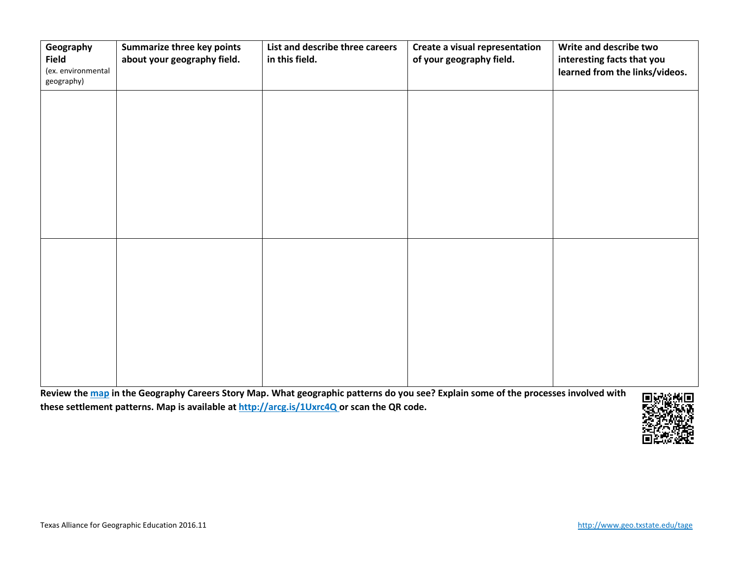| **Geography Field** (ex. environmental geography) | **Summarize three key points about your geography field.** | **List and describe three careers in this field.** | **Create a visual representation of your geography field.** | **Write and describe two interesting facts that you learned from the links/videos.** |
|---|---|---|---|---|
| | | | | |
| | | | | |

**Review the map in the Geography Careers Story Map. What geographic patterns do you see? Explain some of the processes involved with these settlement patterns. Map is available at http://arcg.is/1Uxrc4Q or scan the QR code.**

Texas Alliance for Geographic Education 2016.11

http://www.geo.txstate.edu/tage